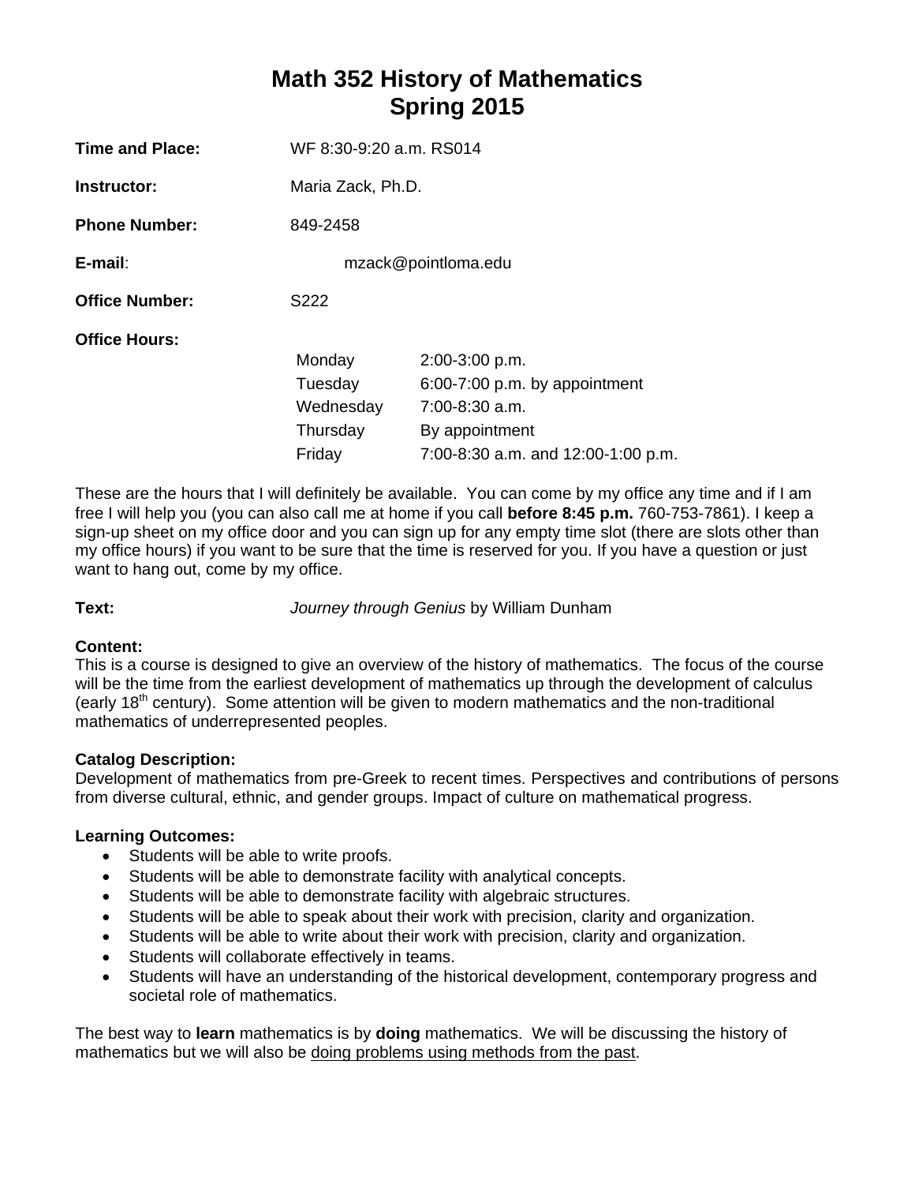# Math 352 History of Mathematics
# Spring 2015

**Time and Place:** WF 8:30-9:20 a.m. RS014

**Instructor:** Maria Zack, Ph.D.

**Phone Number:** 849-2458

**E-mail:** mzack@pointloma.edu

**Office Number:** S222

**Office Hours:**

| | |
|---|---|
| Monday | 2:00-3:00 p.m. |
| Tuesday | 6:00-7:00 p.m. by appointment |
| Wednesday | 7:00-8:30 a.m. |
| Thursday | By appointment |
| Friday | 7:00-8:30 a.m. and 12:00-1:00 p.m. |

These are the hours that I will definitely be available. You can come by my office any time and if I am free I will help you (you can also call me at home if you call **before 8:45 p.m.** 760-753-7861). I keep a sign-up sheet on my office door and you can sign up for any empty time slot (there are slots other than my office hours) if you want to be sure that the time is reserved for you. If you have a question or just want to hang out, come by my office.

**Text:** *Journey through Genius* by William Dunham

**Content:**
This is a course is designed to give an overview of the history of mathematics. The focus of the course will be the time from the earliest development of mathematics up through the development of calculus (early 18th century). Some attention will be given to modern mathematics and the non-traditional mathematics of underrepresented peoples.

**Catalog Description:**
Development of mathematics from pre-Greek to recent times. Perspectives and contributions of persons from diverse cultural, ethnic, and gender groups. Impact of culture on mathematical progress.

**Learning Outcomes:**

- Students will be able to write proofs.
- Students will be able to demonstrate facility with analytical concepts.
- Students will be able to demonstrate facility with algebraic structures.
- Students will be able to speak about their work with precision, clarity and organization.
- Students will be able to write about their work with precision, clarity and organization.
- Students will collaborate effectively in teams.
- Students will have an understanding of the historical development, contemporary progress and societal role of mathematics.

The best way to **learn** mathematics is by **doing** mathematics. We will be discussing the history of mathematics but we will also be doing problems using methods from the past.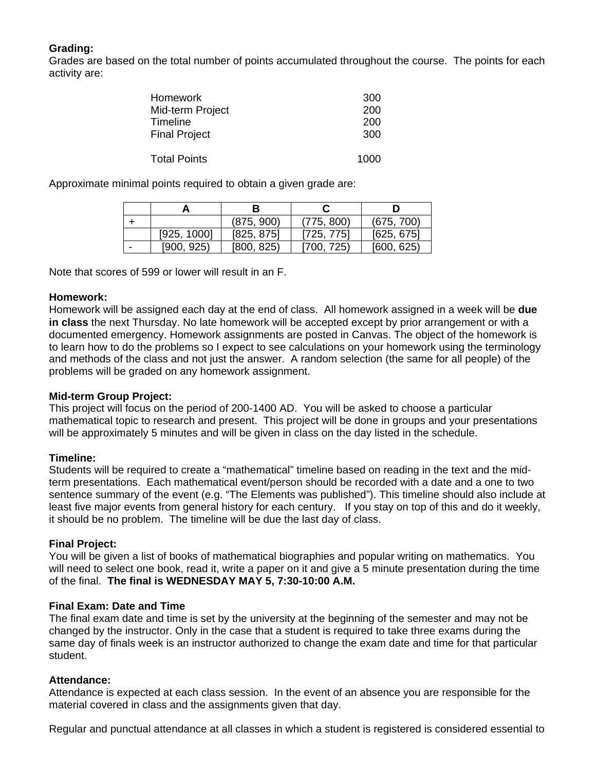**Grading:**
Grades are based on the total number of points accumulated throughout the course. The points for each activity are:

| | |
|---|---|
| Homework | 300 |
| Mid-term Project | 200 |
| Timeline | 200 |
| Final Project | 300 |
| Total Points | 1000 |

Approximate minimal points required to obtain a given grade are:

| | A | B | C | D |
|---|---|---|---|---|
| + | | (875, 900) | (775, 800) | (675, 700) |
| | [925, 1000] | [825, 875] | [725, 775] | [625, 675] |
| - | [900, 925) | [800, 825) | [700, 725) | [600, 625) |

Note that scores of 599 or lower will result in an F.

**Homework:**
Homework will be assigned each day at the end of class. All homework assigned in a week will be **due in class** the next Thursday. No late homework will be accepted except by prior arrangement or with a documented emergency. Homework assignments are posted in Canvas. The object of the homework is to learn how to do the problems so I expect to see calculations on your homework using the terminology and methods of the class and not just the answer. A random selection (the same for all people) of the problems will be graded on any homework assignment.

**Mid-term Group Project:**
This project will focus on the period of 200-1400 AD. You will be asked to choose a particular mathematical topic to research and present. This project will be done in groups and your presentations will be approximately 5 minutes and will be given in class on the day listed in the schedule.

**Timeline:**
Students will be required to create a "mathematical" timeline based on reading in the text and the mid-term presentations. Each mathematical event/person should be recorded with a date and a one to two sentence summary of the event (e.g. "The Elements was published"). This timeline should also include at least five major events from general history for each century. If you stay on top of this and do it weekly, it should be no problem. The timeline will be due the last day of class.

**Final Project:**
You will be given a list of books of mathematical biographies and popular writing on mathematics. You will need to select one book, read it, write a paper on it and give a 5 minute presentation during the time of the final. **The final is WEDNESDAY MAY 5, 7:30-10:00 A.M.**

**Final Exam: Date and Time**
The final exam date and time is set by the university at the beginning of the semester and may not be changed by the instructor. Only in the case that a student is required to take three exams during the same day of finals week is an instructor authorized to change the exam date and time for that particular student.

**Attendance:**
Attendance is expected at each class session. In the event of an absence you are responsible for the material covered in class and the assignments given that day.

Regular and punctual attendance at all classes in which a student is registered is considered essential to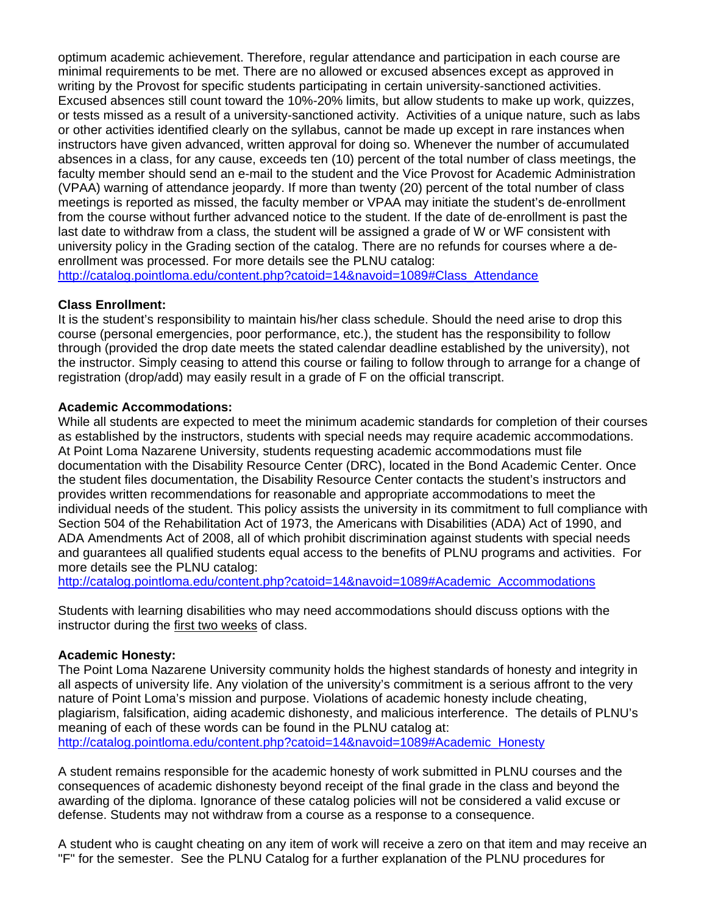optimum academic achievement. Therefore, regular attendance and participation in each course are minimal requirements to be met. There are no allowed or excused absences except as approved in writing by the Provost for specific students participating in certain university-sanctioned activities. Excused absences still count toward the 10%-20% limits, but allow students to make up work, quizzes, or tests missed as a result of a university-sanctioned activity. Activities of a unique nature, such as labs or other activities identified clearly on the syllabus, cannot be made up except in rare instances when instructors have given advanced, written approval for doing so. Whenever the number of accumulated absences in a class, for any cause, exceeds ten (10) percent of the total number of class meetings, the faculty member should send an e-mail to the student and the Vice Provost for Academic Administration (VPAA) warning of attendance jeopardy. If more than twenty (20) percent of the total number of class meetings is reported as missed, the faculty member or VPAA may initiate the student's de-enrollment from the course without further advanced notice to the student. If the date of de-enrollment is past the last date to withdraw from a class, the student will be assigned a grade of W or WF consistent with university policy in the Grading section of the catalog. There are no refunds for courses where a de-enrollment was processed. For more details see the PLNU catalog:
http://catalog.pointloma.edu/content.php?catoid=14&navoid=1089#Class_Attendance

**Class Enrollment:**
It is the student's responsibility to maintain his/her class schedule. Should the need arise to drop this course (personal emergencies, poor performance, etc.), the student has the responsibility to follow through (provided the drop date meets the stated calendar deadline established by the university), not the instructor. Simply ceasing to attend this course or failing to follow through to arrange for a change of registration (drop/add) may easily result in a grade of F on the official transcript.

**Academic Accommodations:**
While all students are expected to meet the minimum academic standards for completion of their courses as established by the instructors, students with special needs may require academic accommodations. At Point Loma Nazarene University, students requesting academic accommodations must file documentation with the Disability Resource Center (DRC), located in the Bond Academic Center. Once the student files documentation, the Disability Resource Center contacts the student's instructors and provides written recommendations for reasonable and appropriate accommodations to meet the individual needs of the student. This policy assists the university in its commitment to full compliance with Section 504 of the Rehabilitation Act of 1973, the Americans with Disabilities (ADA) Act of 1990, and ADA Amendments Act of 2008, all of which prohibit discrimination against students with special needs and guarantees all qualified students equal access to the benefits of PLNU programs and activities. For more details see the PLNU catalog:
http://catalog.pointloma.edu/content.php?catoid=14&navoid=1089#Academic_Accommodations

Students with learning disabilities who may need accommodations should discuss options with the instructor during the first two weeks of class.

**Academic Honesty:**
The Point Loma Nazarene University community holds the highest standards of honesty and integrity in all aspects of university life. Any violation of the university's commitment is a serious affront to the very nature of Point Loma's mission and purpose. Violations of academic honesty include cheating, plagiarism, falsification, aiding academic dishonesty, and malicious interference. The details of PLNU's meaning of each of these words can be found in the PLNU catalog at:
http://catalog.pointloma.edu/content.php?catoid=14&navoid=1089#Academic_Honesty

A student remains responsible for the academic honesty of work submitted in PLNU courses and the consequences of academic dishonesty beyond receipt of the final grade in the class and beyond the awarding of the diploma. Ignorance of these catalog policies will not be considered a valid excuse or defense. Students may not withdraw from a course as a response to a consequence.

A student who is caught cheating on any item of work will receive a zero on that item and may receive an "F" for the semester. See the PLNU Catalog for a further explanation of the PLNU procedures for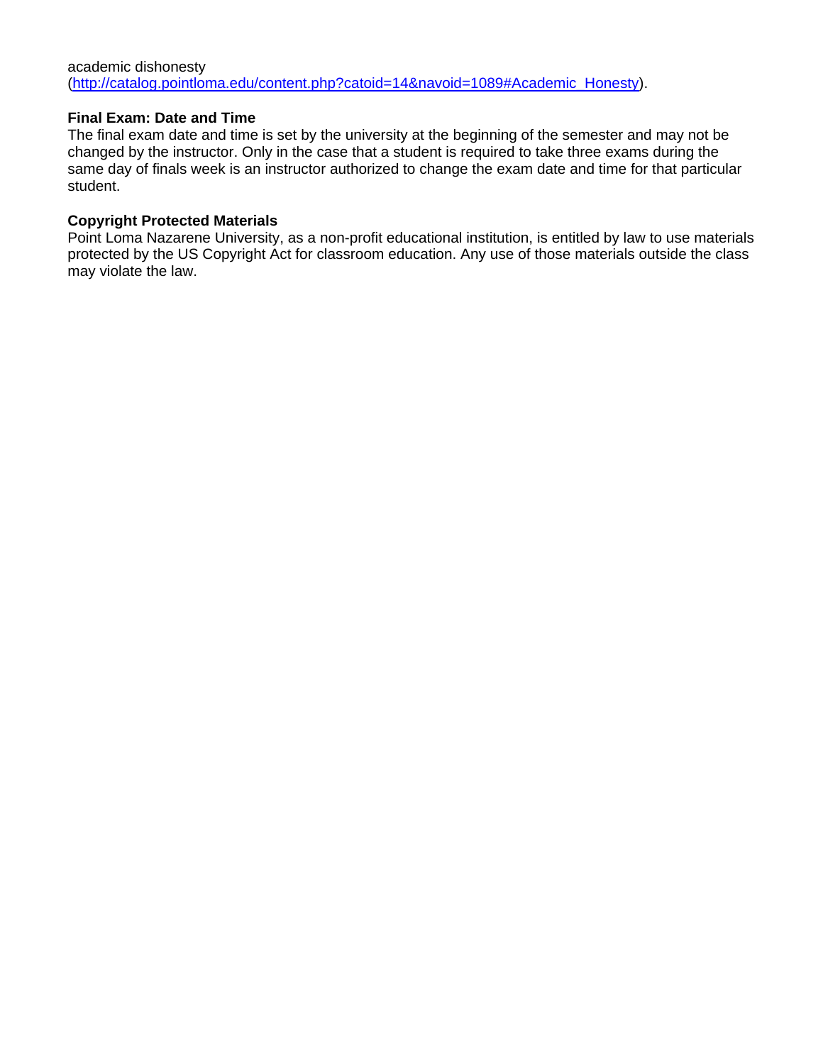academic dishonesty (http://catalog.pointloma.edu/content.php?catoid=14&navoid=1089#Academic_Honesty).

**Final Exam: Date and Time**
The final exam date and time is set by the university at the beginning of the semester and may not be changed by the instructor. Only in the case that a student is required to take three exams during the same day of finals week is an instructor authorized to change the exam date and time for that particular student.

**Copyright Protected Materials**
Point Loma Nazarene University, as a non-profit educational institution, is entitled by law to use materials protected by the US Copyright Act for classroom education. Any use of those materials outside the class may violate the law.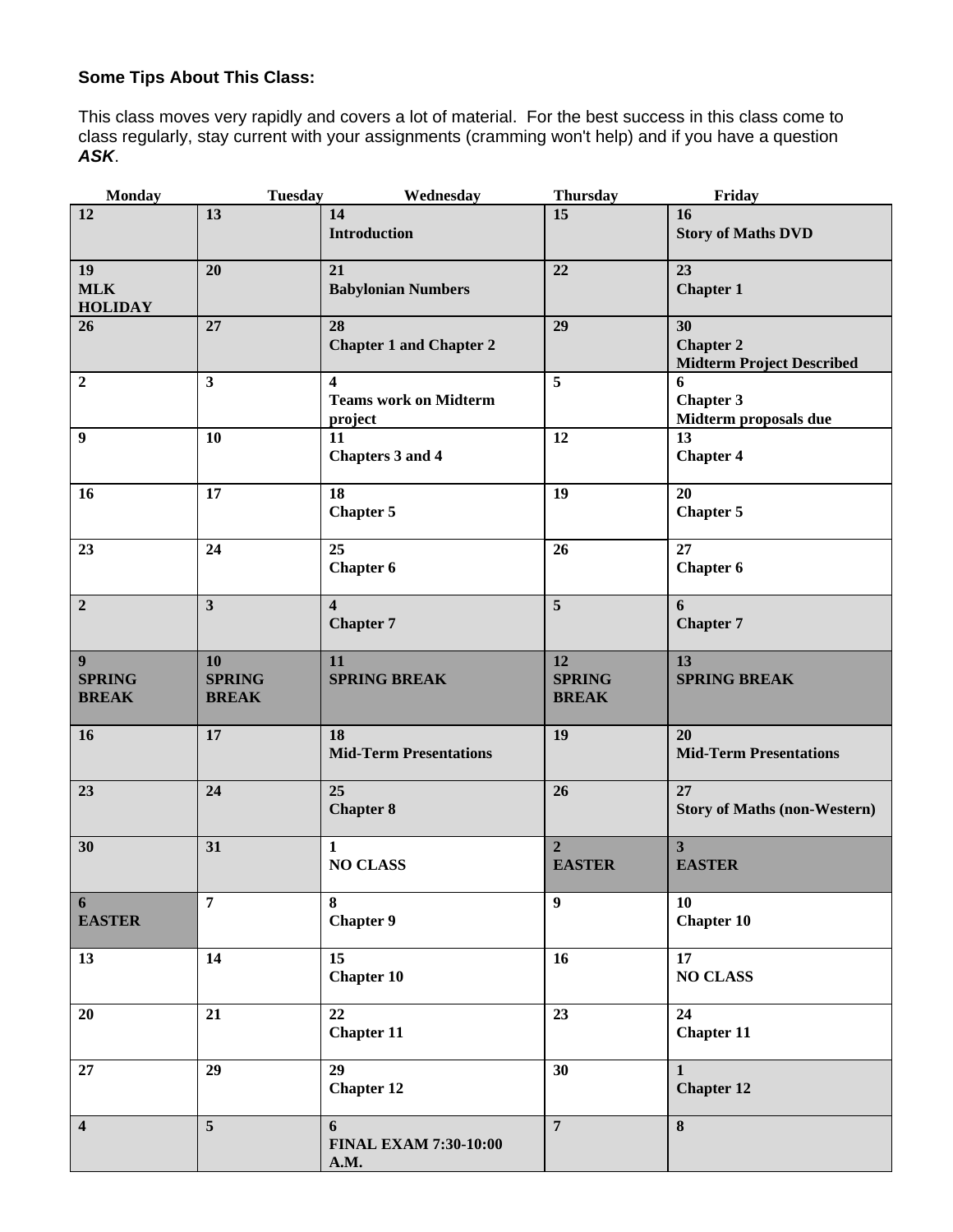**Some Tips About This Class:**

This class moves very rapidly and covers a lot of material. For the best success in this class come to class regularly, stay current with your assignments (cramming won't help) and if you have a question ***ASK***.

| Monday | Tuesday | Wednesday | Thursday | Friday |
|---|---|---|---|---|
| **12** | **13** | **14 Introduction** | **15** | **16 Story of Maths DVD** |
| **19 MLK HOLIDAY** | **20** | **21 Babylonian Numbers** | **22** | **23 Chapter 1** |
| **26** | **27** | **28 Chapter 1 and Chapter 2** | **29** | **30 Chapter 2 Midterm Project Described** |
| **2** | **3** | **4 Teams work on Midterm project** | **5** | **6 Chapter 3 Midterm proposals due** |
| **9** | **10** | **11 Chapters 3 and 4** | **12** | **13 Chapter 4** |
| **16** | **17** | **18 Chapter 5** | **19** | **20 Chapter 5** |
| **23** | **24** | **25 Chapter 6** | **26** | **27 Chapter 6** |
| **2** | **3** | **4 Chapter 7** | **5** | **6 Chapter 7** |
| **9 SPRING BREAK** | **10 SPRING BREAK** | **11 SPRING BREAK** | **12 SPRING BREAK** | **13 SPRING BREAK** |
| **16** | **17** | **18 Mid-Term Presentations** | **19** | **20 Mid-Term Presentations** |
| **23** | **24** | **25 Chapter 8** | **26** | **27 Story of Maths (non-Western)** |
| **30** | **31** | **1 NO CLASS** | **2 EASTER** | **3 EASTER** |
| **6 EASTER** | **7** | **8 Chapter 9** | **9** | **10 Chapter 10** |
| **13** | **14** | **15 Chapter 10** | **16** | **17 NO CLASS** |
| **20** | **21** | **22 Chapter 11** | **23** | **24 Chapter 11** |
| **27** | **29** | **29 Chapter 12** | **30** | **1 Chapter 12** |
| **4** | **5** | **6 FINAL EXAM 7:30-10:00 A.M.** | **7** | **8** |